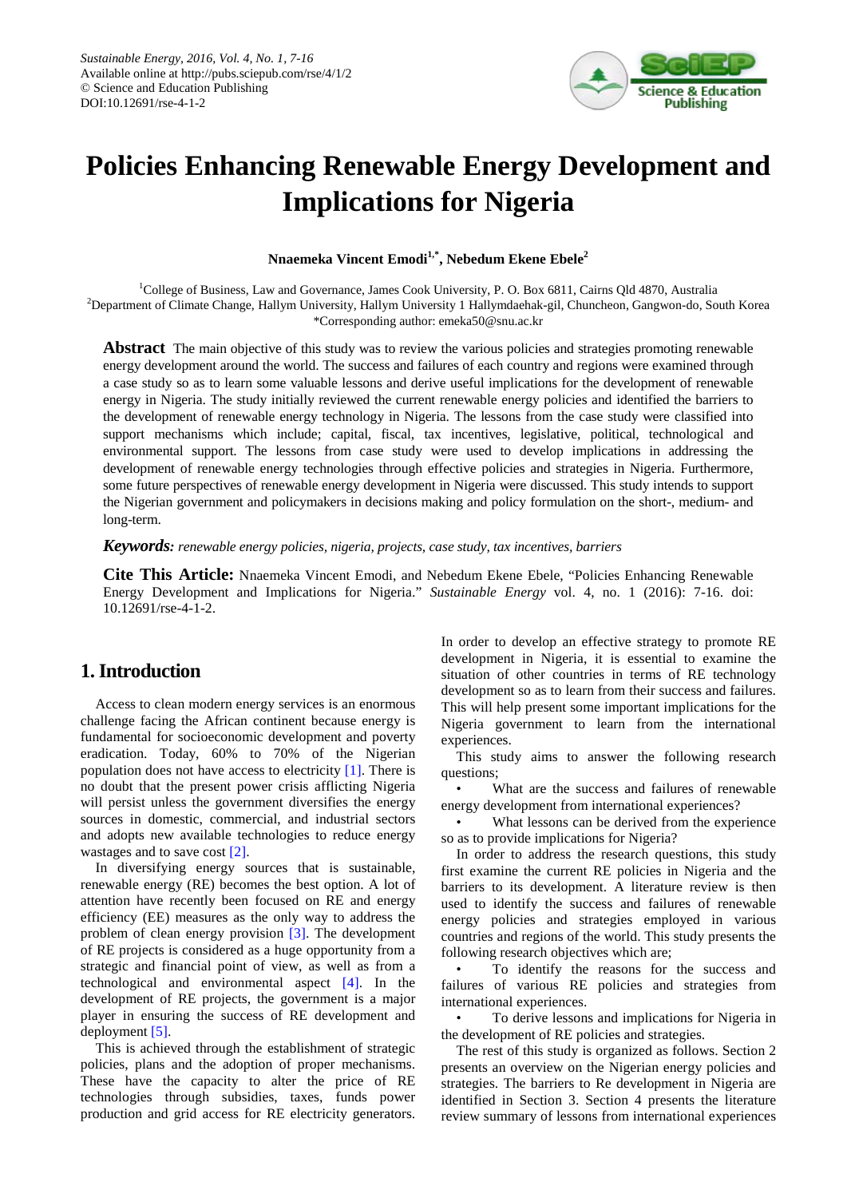Sustainable Energy, 2016, Vol. 4, No. 1, 7-16
Available online at http://pubs.sciepub.com/rse/4/1/2
© Science and Education Publishing
DOI:10.12691/rse-4-1-2

# Policies Enhancing Renewable Energy Development and Implications for Nigeria

**Nnaemeka Vincent Emodi[1,*], Nebedum Ekene Ebele[2]**

[1]College of Business, Law and Governance, James Cook University, P. O. Box 6811, Cairns Qld 4870, Australia
[2]Department of Climate Change, Hallym University, Hallym University 1 Hallymdaehak-gil, Chuncheon, Gangwon-do, South Korea
*Corresponding author: emeka50@snu.ac.kr

**Abstract** The main objective of this study was to review the various policies and strategies promoting renewable energy development around the world. The success and failures of each country and regions were examined through a case study so as to learn some valuable lessons and derive useful implications for the development of renewable energy in Nigeria. The study initially reviewed the current renewable energy policies and identified the barriers to the development of renewable energy technology in Nigeria. The lessons from the case study were classified into support mechanisms which include; capital, fiscal, tax incentives, legislative, political, technological and environmental support. The lessons from case study were used to develop implications in addressing the development of renewable energy technologies through effective policies and strategies in Nigeria. Furthermore, some future perspectives of renewable energy development in Nigeria were discussed. This study intends to support the Nigerian government and policymakers in decisions making and policy formulation on the short-, medium- and long-term.

***Keywords:*** *renewable energy policies, nigeria, projects, case study, tax incentives, barriers*

**Cite This Article:** Nnaemeka Vincent Emodi, and Nebedum Ekene Ebele, "Policies Enhancing Renewable Energy Development and Implications for Nigeria." *Sustainable Energy* vol. 4, no. 1 (2016): 7-16. doi: 10.12691/rse-4-1-2.

## 1. Introduction

Access to clean modern energy services is an enormous challenge facing the African continent because energy is fundamental for socioeconomic development and poverty eradication. Today, 60% to 70% of the Nigerian population does not have access to electricity [1]. There is no doubt that the present power crisis afflicting Nigeria will persist unless the government diversifies the energy sources in domestic, commercial, and industrial sectors and adopts new available technologies to reduce energy wastages and to save cost [2].

In diversifying energy sources that is sustainable, renewable energy (RE) becomes the best option. A lot of attention have recently been focused on RE and energy efficiency (EE) measures as the only way to address the problem of clean energy provision [3]. The development of RE projects is considered as a huge opportunity from a strategic and financial point of view, as well as from a technological and environmental aspect [4]. In the development of RE projects, the government is a major player in ensuring the success of RE development and deployment [5].

This is achieved through the establishment of strategic policies, plans and the adoption of proper mechanisms. These have the capacity to alter the price of RE technologies through subsidies, taxes, funds power production and grid access for RE electricity generators. In order to develop an effective strategy to promote RE development in Nigeria, it is essential to examine the situation of other countries in terms of RE technology development so as to learn from their success and failures. This will help present some important implications for the Nigeria government to learn from the international experiences.

This study aims to answer the following research questions;

- What are the success and failures of renewable energy development from international experiences?
- What lessons can be derived from the experience so as to provide implications for Nigeria?

In order to address the research questions, this study first examine the current RE policies in Nigeria and the barriers to its development. A literature review is then used to identify the success and failures of renewable energy policies and strategies employed in various countries and regions of the world. This study presents the following research objectives which are;

- To identify the reasons for the success and failures of various RE policies and strategies from international experiences.
- To derive lessons and implications for Nigeria in the development of RE policies and strategies.

The rest of this study is organized as follows. Section 2 presents an overview on the Nigerian energy policies and strategies. The barriers to Re development in Nigeria are identified in Section 3. Section 4 presents the literature review summary of lessons from international experiences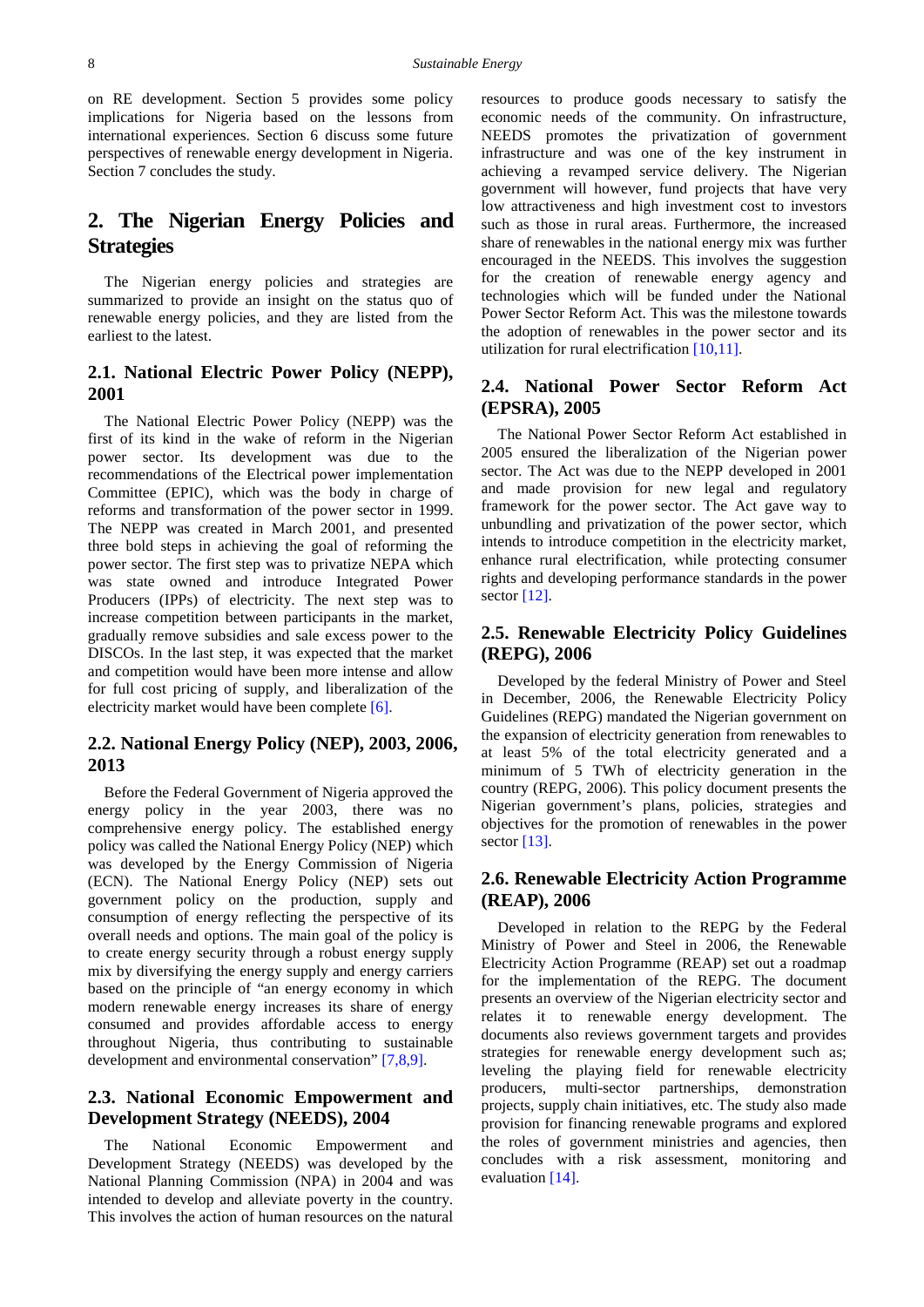on RE development. Section 5 provides some policy implications for Nigeria based on the lessons from international experiences. Section 6 discuss some future perspectives of renewable energy development in Nigeria. Section 7 concludes the study.

## 2. The Nigerian Energy Policies and Strategies

The Nigerian energy policies and strategies are summarized to provide an insight on the status quo of renewable energy policies, and they are listed from the earliest to the latest.

### 2.1. National Electric Power Policy (NEPP), 2001

The National Electric Power Policy (NEPP) was the first of its kind in the wake of reform in the Nigerian power sector. Its development was due to the recommendations of the Electrical power implementation Committee (EPIC), which was the body in charge of reforms and transformation of the power sector in 1999. The NEPP was created in March 2001, and presented three bold steps in achieving the goal of reforming the power sector. The first step was to privatize NEPA which was state owned and introduce Integrated Power Producers (IPPs) of electricity. The next step was to increase competition between participants in the market, gradually remove subsidies and sale excess power to the DISCOs. In the last step, it was expected that the market and competition would have been more intense and allow for full cost pricing of supply, and liberalization of the electricity market would have been complete [6].

### 2.2. National Energy Policy (NEP), 2003, 2006, 2013

Before the Federal Government of Nigeria approved the energy policy in the year 2003, there was no comprehensive energy policy. The established energy policy was called the National Energy Policy (NEP) which was developed by the Energy Commission of Nigeria (ECN). The National Energy Policy (NEP) sets out government policy on the production, supply and consumption of energy reflecting the perspective of its overall needs and options. The main goal of the policy is to create energy security through a robust energy supply mix by diversifying the energy supply and energy carriers based on the principle of "an energy economy in which modern renewable energy increases its share of energy consumed and provides affordable access to energy throughout Nigeria, thus contributing to sustainable development and environmental conservation" [7,8,9].

### 2.3. National Economic Empowerment and Development Strategy (NEEDS), 2004

The National Economic Empowerment and Development Strategy (NEEDS) was developed by the National Planning Commission (NPA) in 2004 and was intended to develop and alleviate poverty in the country. This involves the action of human resources on the natural resources to produce goods necessary to satisfy the economic needs of the community. On infrastructure, NEEDS promotes the privatization of government infrastructure and was one of the key instrument in achieving a revamped service delivery. The Nigerian government will however, fund projects that have very low attractiveness and high investment cost to investors such as those in rural areas. Furthermore, the increased share of renewables in the national energy mix was further encouraged in the NEEDS. This involves the suggestion for the creation of renewable energy agency and technologies which will be funded under the National Power Sector Reform Act. This was the milestone towards the adoption of renewables in the power sector and its utilization for rural electrification [10,11].

### 2.4. National Power Sector Reform Act (EPSRA), 2005

The National Power Sector Reform Act established in 2005 ensured the liberalization of the Nigerian power sector. The Act was due to the NEPP developed in 2001 and made provision for new legal and regulatory framework for the power sector. The Act gave way to unbundling and privatization of the power sector, which intends to introduce competition in the electricity market, enhance rural electrification, while protecting consumer rights and developing performance standards in the power sector [12].

### 2.5. Renewable Electricity Policy Guidelines (REPG), 2006

Developed by the federal Ministry of Power and Steel in December, 2006, the Renewable Electricity Policy Guidelines (REPG) mandated the Nigerian government on the expansion of electricity generation from renewables to at least 5% of the total electricity generated and a minimum of 5 TWh of electricity generation in the country (REPG, 2006). This policy document presents the Nigerian government's plans, policies, strategies and objectives for the promotion of renewables in the power sector [13].

### 2.6. Renewable Electricity Action Programme (REAP), 2006

Developed in relation to the REPG by the Federal Ministry of Power and Steel in 2006, the Renewable Electricity Action Programme (REAP) set out a roadmap for the implementation of the REPG. The document presents an overview of the Nigerian electricity sector and relates it to renewable energy development. The documents also reviews government targets and provides strategies for renewable energy development such as; leveling the playing field for renewable electricity producers, multi-sector partnerships, demonstration projects, supply chain initiatives, etc. The study also made provision for financing renewable programs and explored the roles of government ministries and agencies, then concludes with a risk assessment, monitoring and evaluation [14].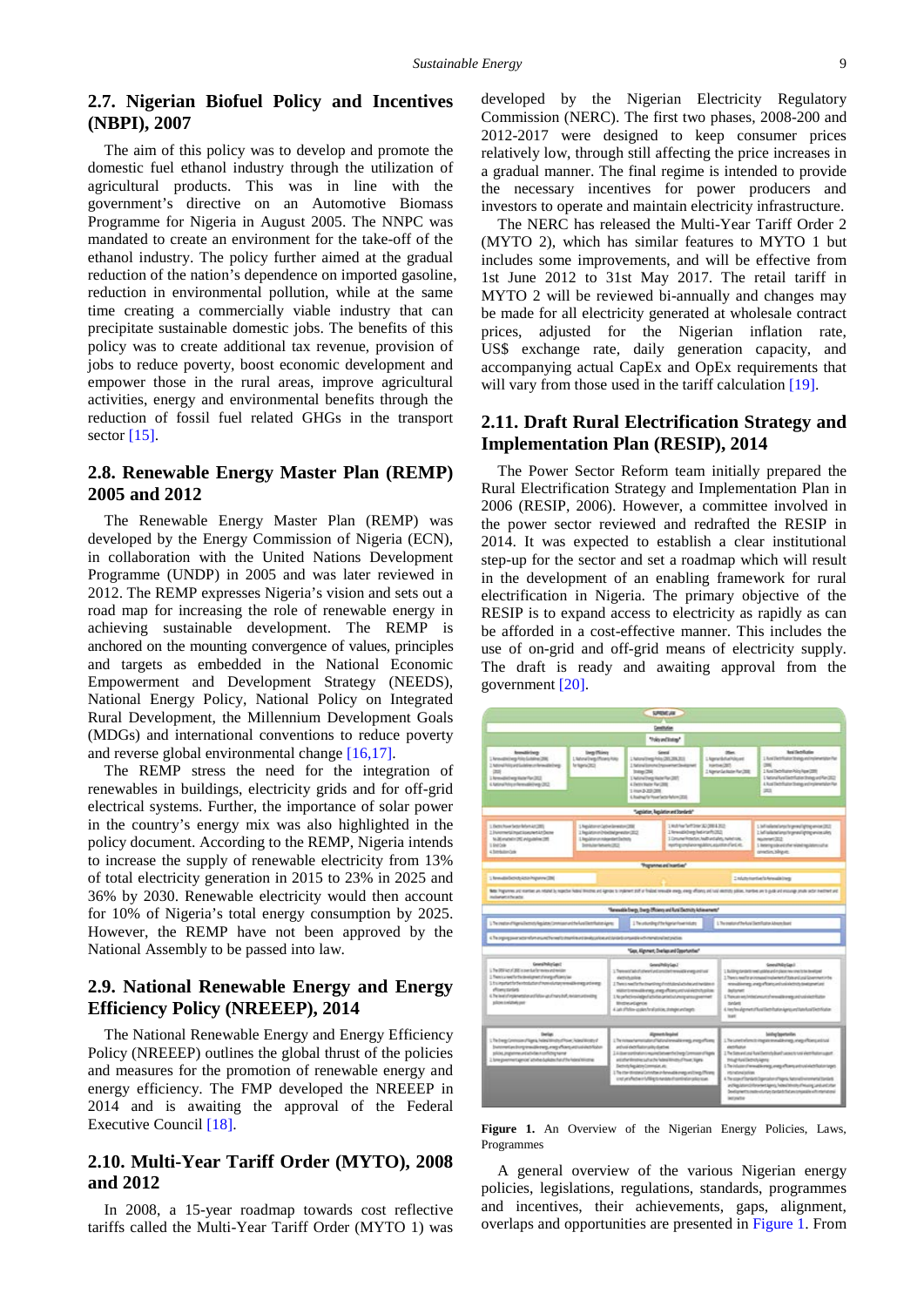## 2.7. Nigerian Biofuel Policy and Incentives (NBPI), 2007

The aim of this policy was to develop and promote the domestic fuel ethanol industry through the utilization of agricultural products. This was in line with the government's directive on an Automotive Biomass Programme for Nigeria in August 2005. The NNPC was mandated to create an environment for the take-off of the ethanol industry. The policy further aimed at the gradual reduction of the nation's dependence on imported gasoline, reduction in environmental pollution, while at the same time creating a commercially viable industry that can precipitate sustainable domestic jobs. The benefits of this policy was to create additional tax revenue, provision of jobs to reduce poverty, boost economic development and empower those in the rural areas, improve agricultural activities, energy and environmental benefits through the reduction of fossil fuel related GHGs in the transport sector [15].

## 2.8. Renewable Energy Master Plan (REMP) 2005 and 2012

The Renewable Energy Master Plan (REMP) was developed by the Energy Commission of Nigeria (ECN), in collaboration with the United Nations Development Programme (UNDP) in 2005 and was later reviewed in 2012. The REMP expresses Nigeria's vision and sets out a road map for increasing the role of renewable energy in achieving sustainable development. The REMP is anchored on the mounting convergence of values, principles and targets as embedded in the National Economic Empowerment and Development Strategy (NEEDS), National Energy Policy, National Policy on Integrated Rural Development, the Millennium Development Goals (MDGs) and international conventions to reduce poverty and reverse global environmental change [16,17].

The REMP stress the need for the integration of renewables in buildings, electricity grids and for off-grid electrical systems. Further, the importance of solar power in the country's energy mix was also highlighted in the policy document. According to the REMP, Nigeria intends to increase the supply of renewable electricity from 13% of total electricity generation in 2015 to 23% in 2025 and 36% by 2030. Renewable electricity would then account for 10% of Nigeria's total energy consumption by 2025. However, the REMP have not been approved by the National Assembly to be passed into law.

## 2.9. National Renewable Energy and Energy Efficiency Policy (NREEEP), 2014

The National Renewable Energy and Energy Efficiency Policy (NREEEP) outlines the global thrust of the policies and measures for the promotion of renewable energy and energy efficiency. The FMP developed the NREEEP in 2014 and is awaiting the approval of the Federal Executive Council [18].

## 2.10. Multi-Year Tariff Order (MYTO), 2008 and 2012

In 2008, a 15-year roadmap towards cost reflective tariffs called the Multi-Year Tariff Order (MYTO 1) was developed by the Nigerian Electricity Regulatory Commission (NERC). The first two phases, 2008-200 and 2012-2017 were designed to keep consumer prices relatively low, through still affecting the price increases in a gradual manner. The final regime is intended to provide the necessary incentives for power producers and investors to operate and maintain electricity infrastructure.

The NERC has released the Multi-Year Tariff Order 2 (MYTO 2), which has similar features to MYTO 1 but includes some improvements, and will be effective from 1st June 2012 to 31st May 2017. The retail tariff in MYTO 2 will be reviewed bi-annually and changes may be made for all electricity generated at wholesale contract prices, adjusted for the Nigerian inflation rate, US$ exchange rate, daily generation capacity, and accompanying actual CapEx and OpEx requirements that will vary from those used in the tariff calculation [19].

## 2.11. Draft Rural Electrification Strategy and Implementation Plan (RESIP), 2014

The Power Sector Reform team initially prepared the Rural Electrification Strategy and Implementation Plan in 2006 (RESIP, 2006). However, a committee involved in the power sector reviewed and redrafted the RESIP in 2014. It was expected to establish a clear institutional step-up for the sector and set a roadmap which will result in the development of an enabling framework for rural electrification in Nigeria. The primary objective of the RESIP is to expand access to electricity as rapidly as can be afforded in a cost-effective manner. This includes the use of on-grid and off-grid means of electricity supply. The draft is ready and awaiting approval from the government [20].

**Figure 1.** An Overview of the Nigerian Energy Policies, Laws, Programmes

A general overview of the various Nigerian energy policies, legislations, regulations, standards, programmes and incentives, their achievements, gaps, alignment, overlaps and opportunities are presented in Figure 1. From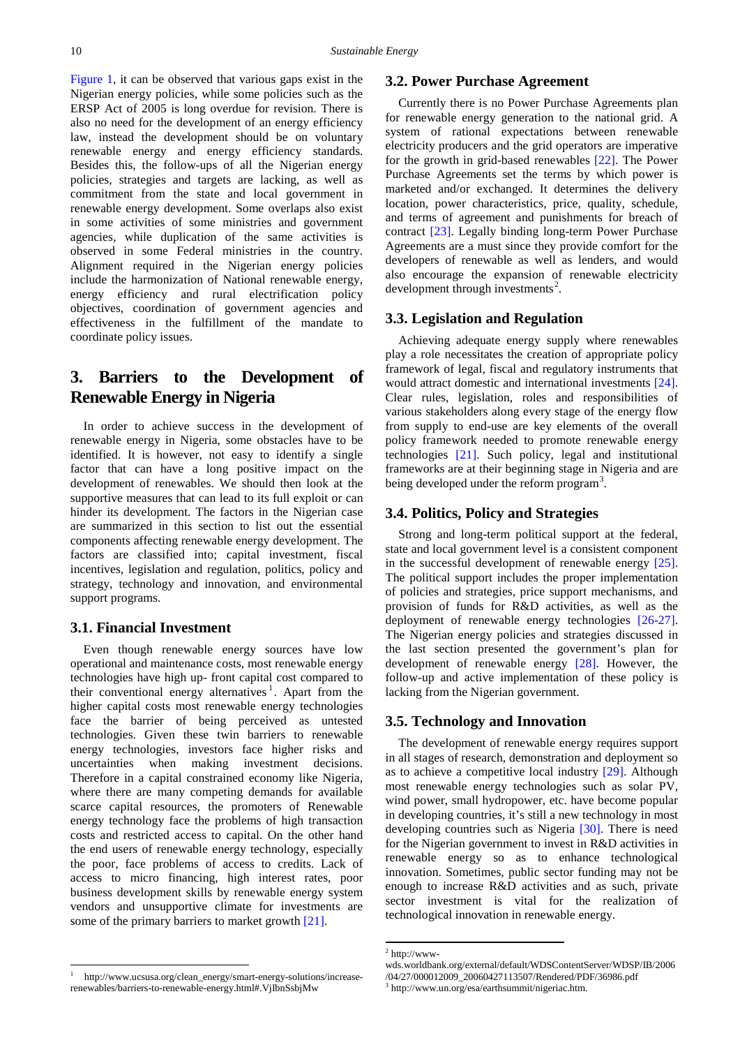Figure 1, it can be observed that various gaps exist in the Nigerian energy policies, while some policies such as the ERSP Act of 2005 is long overdue for revision. There is also no need for the development of an energy efficiency law, instead the development should be on voluntary renewable energy and energy efficiency standards. Besides this, the follow-ups of all the Nigerian energy policies, strategies and targets are lacking, as well as commitment from the state and local government in renewable energy development. Some overlaps also exist in some activities of some ministries and government agencies, while duplication of the same activities is observed in some Federal ministries in the country. Alignment required in the Nigerian energy policies include the harmonization of National renewable energy, energy efficiency and rural electrification policy objectives, coordination of government agencies and effectiveness in the fulfillment of the mandate to coordinate policy issues.

## 3. Barriers to the Development of Renewable Energy in Nigeria

In order to achieve success in the development of renewable energy in Nigeria, some obstacles have to be identified. It is however, not easy to identify a single factor that can have a long positive impact on the development of renewables. We should then look at the supportive measures that can lead to its full exploit or can hinder its development. The factors in the Nigerian case are summarized in this section to list out the essential components affecting renewable energy development. The factors are classified into; capital investment, fiscal incentives, legislation and regulation, politics, policy and strategy, technology and innovation, and environmental support programs.

### 3.1. Financial Investment

Even though renewable energy sources have low operational and maintenance costs, most renewable energy technologies have high up- front capital cost compared to their conventional energy alternatives[1]. Apart from the higher capital costs most renewable energy technologies face the barrier of being perceived as untested technologies. Given these twin barriers to renewable energy technologies, investors face higher risks and uncertainties when making investment decisions. Therefore in a capital constrained economy like Nigeria, where there are many competing demands for available scarce capital resources, the promoters of Renewable energy technology face the problems of high transaction costs and restricted access to capital. On the other hand the end users of renewable energy technology, especially the poor, face problems of access to credits. Lack of access to micro financing, high interest rates, poor business development skills by renewable energy system vendors and unsupportive climate for investments are some of the primary barriers to market growth [21].

### 3.2. Power Purchase Agreement

Currently there is no Power Purchase Agreements plan for renewable energy generation to the national grid. A system of rational expectations between renewable electricity producers and the grid operators are imperative for the growth in grid-based renewables [22]. The Power Purchase Agreements set the terms by which power is marketed and/or exchanged. It determines the delivery location, power characteristics, price, quality, schedule, and terms of agreement and punishments for breach of contract [23]. Legally binding long-term Power Purchase Agreements are a must since they provide comfort for the developers of renewable as well as lenders, and would also encourage the expansion of renewable electricity development through investments[2].

### 3.3. Legislation and Regulation

Achieving adequate energy supply where renewables play a role necessitates the creation of appropriate policy framework of legal, fiscal and regulatory instruments that would attract domestic and international investments [24]. Clear rules, legislation, roles and responsibilities of various stakeholders along every stage of the energy flow from supply to end-use are key elements of the overall policy framework needed to promote renewable energy technologies [21]. Such policy, legal and institutional frameworks are at their beginning stage in Nigeria and are being developed under the reform program[3].

### 3.4. Politics, Policy and Strategies

Strong and long-term political support at the federal, state and local government level is a consistent component in the successful development of renewable energy [25]. The political support includes the proper implementation of policies and strategies, price support mechanisms, and provision of funds for R&D activities, as well as the deployment of renewable energy technologies [26-27]. The Nigerian energy policies and strategies discussed in the last section presented the government's plan for development of renewable energy [28]. However, the follow-up and active implementation of these policy is lacking from the Nigerian government.

### 3.5. Technology and Innovation

The development of renewable energy requires support in all stages of research, demonstration and deployment so as to achieve a competitive local industry [29]. Although most renewable energy technologies such as solar PV, wind power, small hydropower, etc. have become popular in developing countries, it's still a new technology in most developing countries such as Nigeria [30]. There is need for the Nigerian government to invest in R&D activities in renewable energy so as to enhance technological innovation. Sometimes, public sector funding may not be enough to increase R&D activities and as such, private sector investment is vital for the realization of technological innovation in renewable energy.

---

[1] http://www.ucsusa.org/clean_energy/smart-energy-solutions/increase-renewables/barriers-to-renewable-energy.html#.VjlbnSsbjMw

[2] http://www-wds.worldbank.org/external/default/WDSContentServer/WDSP/IB/2006/04/27/000012009_20060427113507/Rendered/PDF/36986.pdf

[3] http://www.un.org/esa/earthsummit/nigeriac.htm.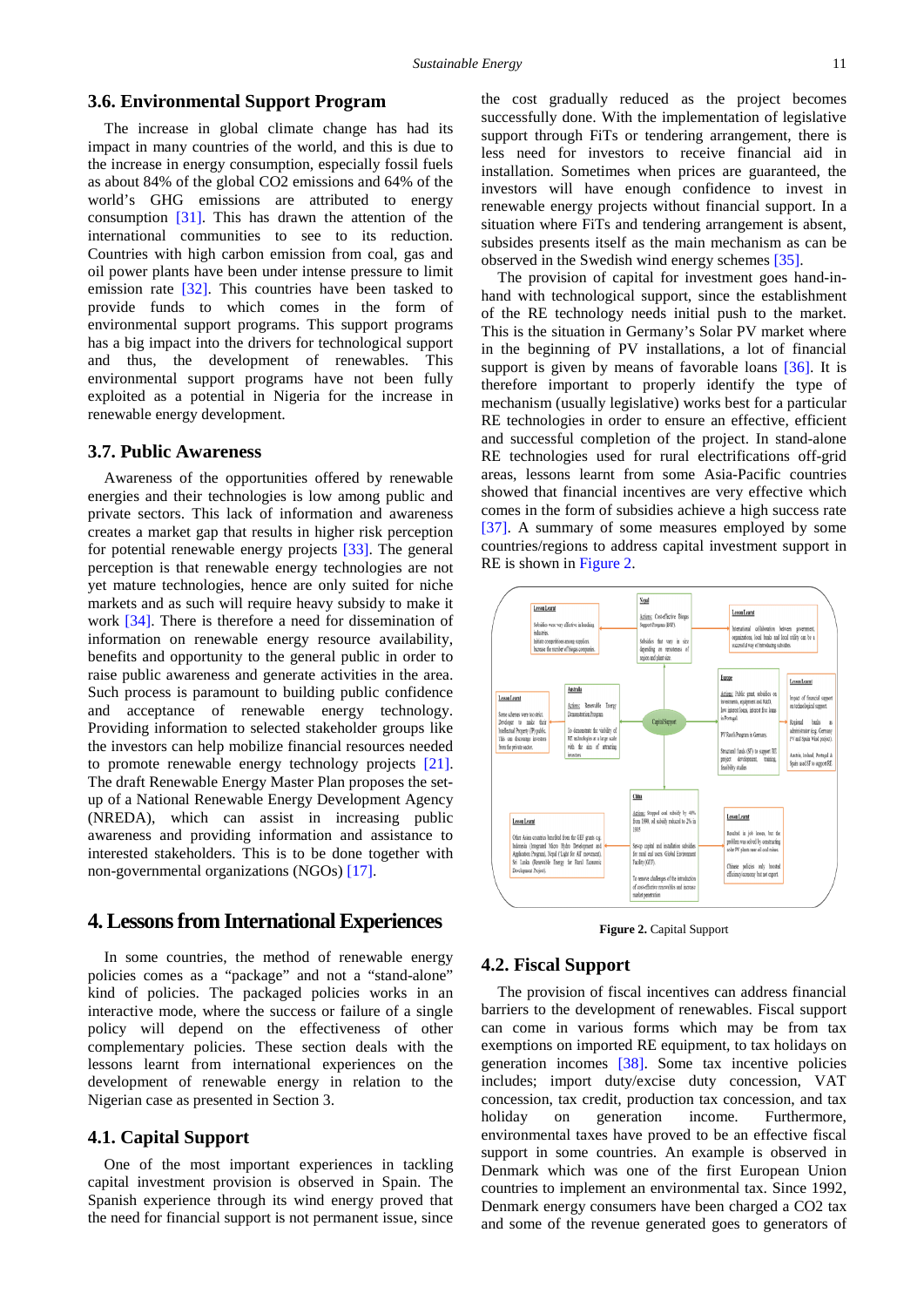### 3.6. Environmental Support Program

The increase in global climate change has had its impact in many countries of the world, and this is due to the increase in energy consumption, especially fossil fuels as about 84% of the global CO2 emissions and 64% of the world's GHG emissions are attributed to energy consumption [31]. This has drawn the attention of the international communities to see to its reduction. Countries with high carbon emission from coal, gas and oil power plants have been under intense pressure to limit emission rate [32]. This countries have been tasked to provide funds to which comes in the form of environmental support programs. This support programs has a big impact into the drivers for technological support and thus, the development of renewables. This environmental support programs have not been fully exploited as a potential in Nigeria for the increase in renewable energy development.

### 3.7. Public Awareness

Awareness of the opportunities offered by renewable energies and their technologies is low among public and private sectors. This lack of information and awareness creates a market gap that results in higher risk perception for potential renewable energy projects [33]. The general perception is that renewable energy technologies are not yet mature technologies, hence are only suited for niche markets and as such will require heavy subsidy to make it work [34]. There is therefore a need for dissemination of information on renewable energy resource availability, benefits and opportunity to the general public in order to raise public awareness and generate activities in the area. Such process is paramount to building public confidence and acceptance of renewable energy technology. Providing information to selected stakeholder groups like the investors can help mobilize financial resources needed to promote renewable energy technology projects [21]. The draft Renewable Energy Master Plan proposes the set-up of a National Renewable Energy Development Agency (NREDA), which can assist in increasing public awareness and providing information and assistance to interested stakeholders. This is to be done together with non-governmental organizations (NGOs) [17].

## 4. Lessons from International Experiences

In some countries, the method of renewable energy policies comes as a "package" and not a "stand-alone" kind of policies. The packaged policies works in an interactive mode, where the success or failure of a single policy will depend on the effectiveness of other complementary policies. These section deals with the lessons learnt from international experiences on the development of renewable energy in relation to the Nigerian case as presented in Section 3.

### 4.1. Capital Support

One of the most important experiences in tackling capital investment provision is observed in Spain. The Spanish experience through its wind energy proved that the need for financial support is not permanent issue, since the cost gradually reduced as the project becomes successfully done. With the implementation of legislative support through FiTs or tendering arrangement, there is less need for investors to receive financial aid in installation. Sometimes when prices are guaranteed, the investors will have enough confidence to invest in renewable energy projects without financial support. In a situation where FiTs and tendering arrangement is absent, subsides presents itself as the main mechanism as can be observed in the Swedish wind energy schemes [35].

The provision of capital for investment goes hand-in-hand with technological support, since the establishment of the RE technology needs initial push to the market. This is the situation in Germany's Solar PV market where in the beginning of PV installations, a lot of financial support is given by means of favorable loans [36]. It is therefore important to properly identify the type of mechanism (usually legislative) works best for a particular RE technologies in order to ensure an effective, efficient and successful completion of the project. In stand-alone RE technologies used for rural electrifications off-grid areas, lessons learnt from some Asia-Pacific countries showed that financial incentives are very effective which comes in the form of subsidies achieve a high success rate [37]. A summary of some measures employed by some countries/regions to address capital investment support in RE is shown in Figure 2.

**Figure 2.** Capital Support

### 4.2. Fiscal Support

The provision of fiscal incentives can address financial barriers to the development of renewables. Fiscal support can come in various forms which may be from tax exemptions on imported RE equipment, to tax holidays on generation incomes [38]. Some tax incentive policies includes; import duty/excise duty concession, VAT concession, tax credit, production tax concession, and tax holiday on generation income. Furthermore, environmental taxes have proved to be an effective fiscal support in some countries. An example is observed in Denmark which was one of the first European Union countries to implement an environmental tax. Since 1992, Denmark energy consumers have been charged a CO2 tax and some of the revenue generated goes to generators of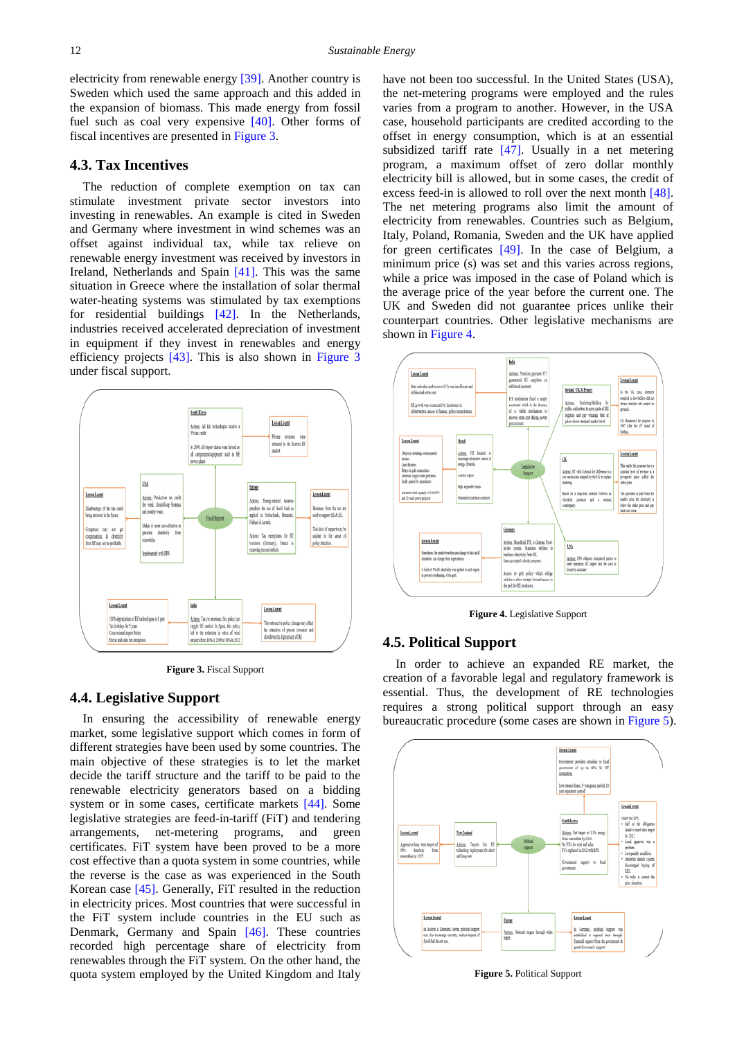electricity from renewable energy [39]. Another country is Sweden which used the same approach and this added in the expansion of biomass. This made energy from fossil fuel such as coal very expensive [40]. Other forms of fiscal incentives are presented in Figure 3.

### 4.3. Tax Incentives

The reduction of complete exemption on tax can stimulate investment private sector investors into investing in renewables. An example is cited in Sweden and Germany where investment in wind schemes was an offset against individual tax, while tax relieve on renewable energy investment was received by investors in Ireland, Netherlands and Spain [41]. This was the same situation in Greece where the installation of solar thermal water-heating systems was stimulated by tax exemptions for residential buildings [42]. In the Netherlands, industries received accelerated depreciation of investment in equipment if they invest in renewables and energy efficiency projects [43]. This is also shown in Figure 3 under fiscal support.

**Figure 3.** Fiscal Support

### 4.4. Legislative Support

In ensuring the accessibility of renewable energy market, some legislative support which comes in form of different strategies have been used by some countries. The main objective of these strategies is to let the market decide the tariff structure and the tariff to be paid to the renewable electricity generators based on a bidding system or in some cases, certificate markets [44]. Some legislative strategies are feed-in-tariff (FiT) and tendering arrangements, net-metering programs, and green certificates. FiT system have been proved to be a more cost effective than a quota system in some countries, while the reverse is the case as was experienced in the South Korean case [45]. Generally, FiT resulted in the reduction in electricity prices. Most countries that were successful in the FiT system include countries in the EU such as Denmark, Germany and Spain [46]. These countries recorded high percentage share of electricity from renewables through the FiT system. On the other hand, the quota system employed by the United Kingdom and Italy have not been too successful. In the United States (USA), the net-metering programs were employed and the rules varies from a program to another. However, in the USA case, household participants are credited according to the offset in energy consumption, which is at an essential subsidized tariff rate [47]. Usually in a net metering program, a maximum offset of zero dollar monthly electricity bill is allowed, but in some cases, the credit of excess feed-in is allowed to roll over the next month [48]. The net metering programs also limit the amount of electricity from renewables. Countries such as Belgium, Italy, Poland, Romania, Sweden and the UK have applied for green certificates [49]. In the case of Belgium, a minimum price (s) was set and this varies across regions, while a price was imposed in the case of Poland which is the average price of the year before the current one. The UK and Sweden did not guarantee prices unlike their counterpart countries. Other legislative mechanisms are shown in Figure 4.

**Figure 4.** Legislative Support

### 4.5. Political Support

In order to achieve an expanded RE market, the creation of a favorable legal and regulatory framework is essential. Thus, the development of RE technologies requires a strong political support through an easy bureaucratic procedure (some cases are shown in Figure 5).

**Figure 5.** Political Support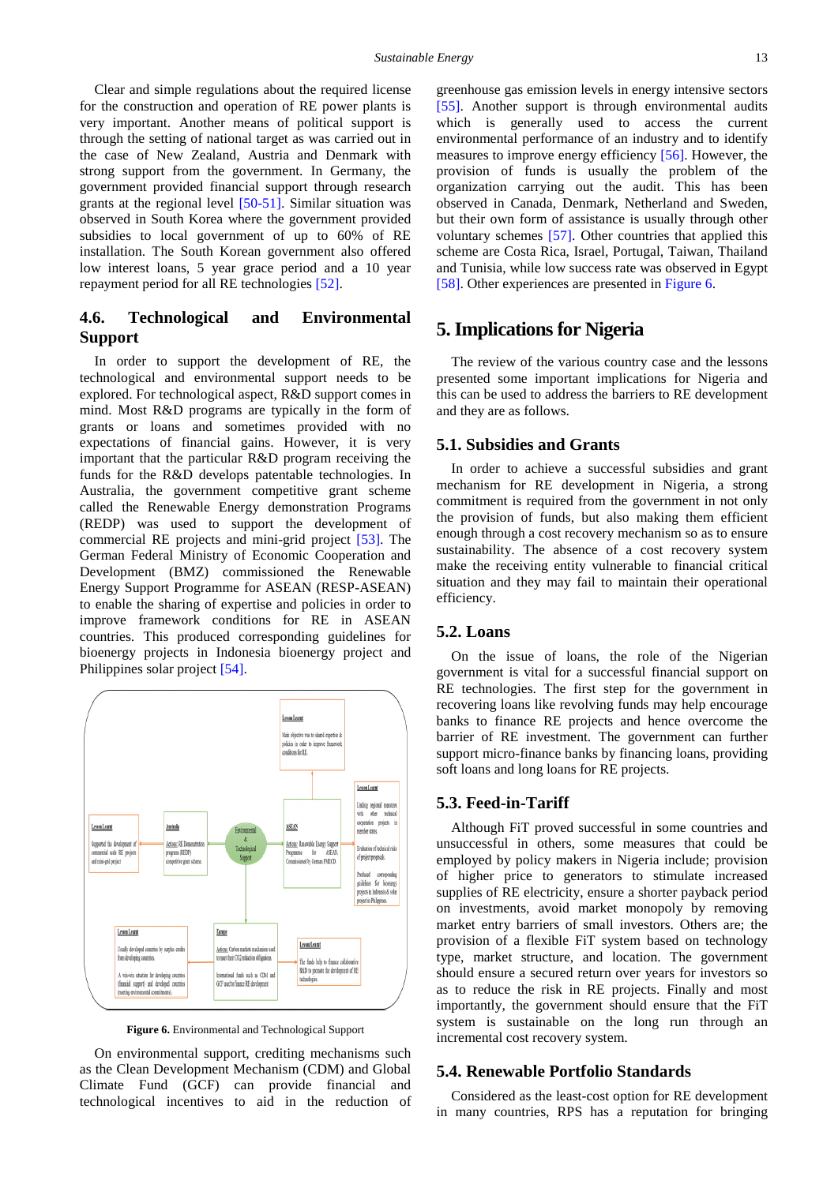Clear and simple regulations about the required license for the construction and operation of RE power plants is very important. Another means of political support is through the setting of national target as was carried out in the case of New Zealand, Austria and Denmark with strong support from the government. In Germany, the government provided financial support through research grants at the regional level [50-51]. Similar situation was observed in South Korea where the government provided subsidies to local government of up to 60% of RE installation. The South Korean government also offered low interest loans, 5 year grace period and a 10 year repayment period for all RE technologies [52].

### 4.6. Technological and Environmental Support

In order to support the development of RE, the technological and environmental support needs to be explored. For technological aspect, R&D support comes in mind. Most R&D programs are typically in the form of grants or loans and sometimes provided with no expectations of financial gains. However, it is very important that the particular R&D program receiving the funds for the R&D develops patentable technologies. In Australia, the government competitive grant scheme called the Renewable Energy demonstration Programs (REDP) was used to support the development of commercial RE projects and mini-grid project [53]. The German Federal Ministry of Economic Cooperation and Development (BMZ) commissioned the Renewable Energy Support Programme for ASEAN (RESP-ASEAN) to enable the sharing of expertise and policies in order to improve framework conditions for RE in ASEAN countries. This produced corresponding guidelines for bioenergy projects in Indonesia bioenergy project and Philippines solar project [54].

**Figure 6.** Environmental and Technological Support

On environmental support, crediting mechanisms such as the Clean Development Mechanism (CDM) and Global Climate Fund (GCF) can provide financial and technological incentives to aid in the reduction of greenhouse gas emission levels in energy intensive sectors [55]. Another support is through environmental audits which is generally used to access the current environmental performance of an industry and to identify measures to improve energy efficiency [56]. However, the provision of funds is usually the problem of the organization carrying out the audit. This has been observed in Canada, Denmark, Netherland and Sweden, but their own form of assistance is usually through other voluntary schemes [57]. Other countries that applied this scheme are Costa Rica, Israel, Portugal, Taiwan, Thailand and Tunisia, while low success rate was observed in Egypt [58]. Other experiences are presented in Figure 6.

## 5. Implications for Nigeria

The review of the various country case and the lessons presented some important implications for Nigeria and this can be used to address the barriers to RE development and they are as follows.

### 5.1. Subsidies and Grants

In order to achieve a successful subsidies and grant mechanism for RE development in Nigeria, a strong commitment is required from the government in not only the provision of funds, but also making them efficient enough through a cost recovery mechanism so as to ensure sustainability. The absence of a cost recovery system make the receiving entity vulnerable to financial critical situation and they may fail to maintain their operational efficiency.

### 5.2. Loans

On the issue of loans, the role of the Nigerian government is vital for a successful financial support on RE technologies. The first step for the government in recovering loans like revolving funds may help encourage banks to finance RE projects and hence overcome the barrier of RE investment. The government can further support micro-finance banks by financing loans, providing soft loans and long loans for RE projects.

### 5.3. Feed-in-Tariff

Although FiT proved successful in some countries and unsuccessful in others, some measures that could be employed by policy makers in Nigeria include; provision of higher price to generators to stimulate increased supplies of RE electricity, ensure a shorter payback period on investments, avoid market monopoly by removing market entry barriers of small investors. Others are; the provision of a flexible FiT system based on technology type, market structure, and location. The government should ensure a secured return over years for investors so as to reduce the risk in RE projects. Finally and most importantly, the government should ensure that the FiT system is sustainable on the long run through an incremental cost recovery system.

### 5.4. Renewable Portfolio Standards

Considered as the least-cost option for RE development in many countries, RPS has a reputation for bringing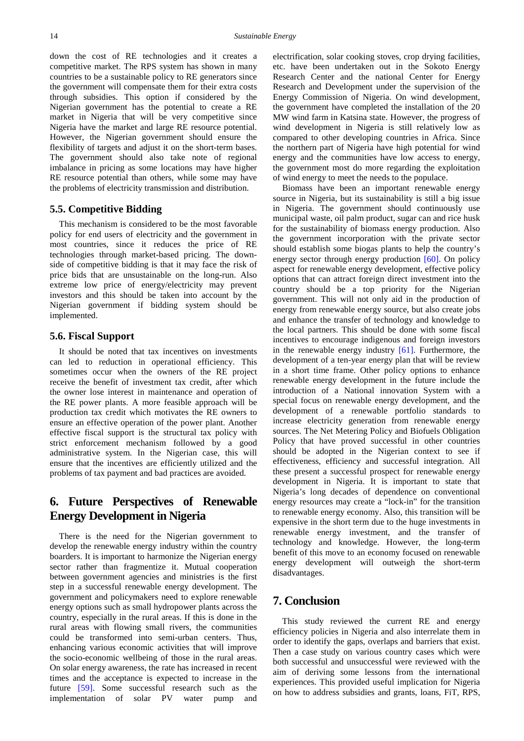down the cost of RE technologies and it creates a competitive market. The RPS system has shown in many countries to be a sustainable policy to RE generators since the government will compensate them for their extra costs through subsidies. This option if considered by the Nigerian government has the potential to create a RE market in Nigeria that will be very competitive since Nigeria have the market and large RE resource potential. However, the Nigerian government should ensure the flexibility of targets and adjust it on the short-term bases. The government should also take note of regional imbalance in pricing as some locations may have higher RE resource potential than others, while some may have the problems of electricity transmission and distribution.

### 5.5. Competitive Bidding

This mechanism is considered to be the most favorable policy for end users of electricity and the government in most countries, since it reduces the price of RE technologies through market-based pricing. The downside of competitive bidding is that it may face the risk of price bids that are unsustainable on the long-run. Also extreme low price of energy/electricity may prevent investors and this should be taken into account by the Nigerian government if bidding system should be implemented.

### 5.6. Fiscal Support

It should be noted that tax incentives on investments can led to reduction in operational efficiency. This sometimes occur when the owners of the RE project receive the benefit of investment tax credit, after which the owner lose interest in maintenance and operation of the RE power plants. A more feasible approach will be production tax credit which motivates the RE owners to ensure an effective operation of the power plant. Another effective fiscal support is the structural tax policy with strict enforcement mechanism followed by a good administrative system. In the Nigerian case, this will ensure that the incentives are efficiently utilized and the problems of tax payment and bad practices are avoided.

## 6. Future Perspectives of Renewable Energy Development in Nigeria

There is the need for the Nigerian government to develop the renewable energy industry within the country boarders. It is important to harmonize the Nigerian energy sector rather than fragmentize it. Mutual cooperation between government agencies and ministries is the first step in a successful renewable energy development. The government and policymakers need to explore renewable energy options such as small hydropower plants across the country, especially in the rural areas. If this is done in the rural areas with flowing small rivers, the communities could be transformed into semi-urban centers. Thus, enhancing various economic activities that will improve the socio-economic wellbeing of those in the rural areas. On solar energy awareness, the rate has increased in recent times and the acceptance is expected to increase in the future [59]. Some successful research such as the implementation of solar PV water pump and electrification, solar cooking stoves, crop drying facilities, etc. have been undertaken out in the Sokoto Energy Research Center and the national Center for Energy Research and Development under the supervision of the Energy Commission of Nigeria. On wind development, the government have completed the installation of the 20 MW wind farm in Katsina state. However, the progress of wind development in Nigeria is still relatively low as compared to other developing countries in Africa. Since the northern part of Nigeria have high potential for wind energy and the communities have low access to energy, the government most do more regarding the exploitation of wind energy to meet the needs to the populace.

Biomass have been an important renewable energy source in Nigeria, but its sustainability is still a big issue in Nigeria. The government should continuously use municipal waste, oil palm product, sugar can and rice husk for the sustainability of biomass energy production. Also the government incorporation with the private sector should establish some biogas plants to help the country's energy sector through energy production [60]. On policy aspect for renewable energy development, effective policy options that can attract foreign direct investment into the country should be a top priority for the Nigerian government. This will not only aid in the production of energy from renewable energy source, but also create jobs and enhance the transfer of technology and knowledge to the local partners. This should be done with some fiscal incentives to encourage indigenous and foreign investors in the renewable energy industry [61]. Furthermore, the development of a ten-year energy plan that will be review in a short time frame. Other policy options to enhance renewable energy development in the future include the introduction of a National innovation System with a special focus on renewable energy development, and the development of a renewable portfolio standards to increase electricity generation from renewable energy sources. The Net Metering Policy and Biofuels Obligation Policy that have proved successful in other countries should be adopted in the Nigerian context to see if effectiveness, efficiency and successful integration. All these present a successful prospect for renewable energy development in Nigeria. It is important to state that Nigeria's long decades of dependence on conventional energy resources may create a "lock-in" for the transition to renewable energy economy. Also, this transition will be expensive in the short term due to the huge investments in renewable energy investment, and the transfer of technology and knowledge. However, the long-term benefit of this move to an economy focused on renewable energy development will outweigh the short-term disadvantages.

## 7. Conclusion

This study reviewed the current RE and energy efficiency policies in Nigeria and also interrelate them in order to identify the gaps, overlaps and barriers that exist. Then a case study on various country cases which were both successful and unsuccessful were reviewed with the aim of deriving some lessons from the international experiences. This provided useful implication for Nigeria on how to address subsidies and grants, loans, FiT, RPS,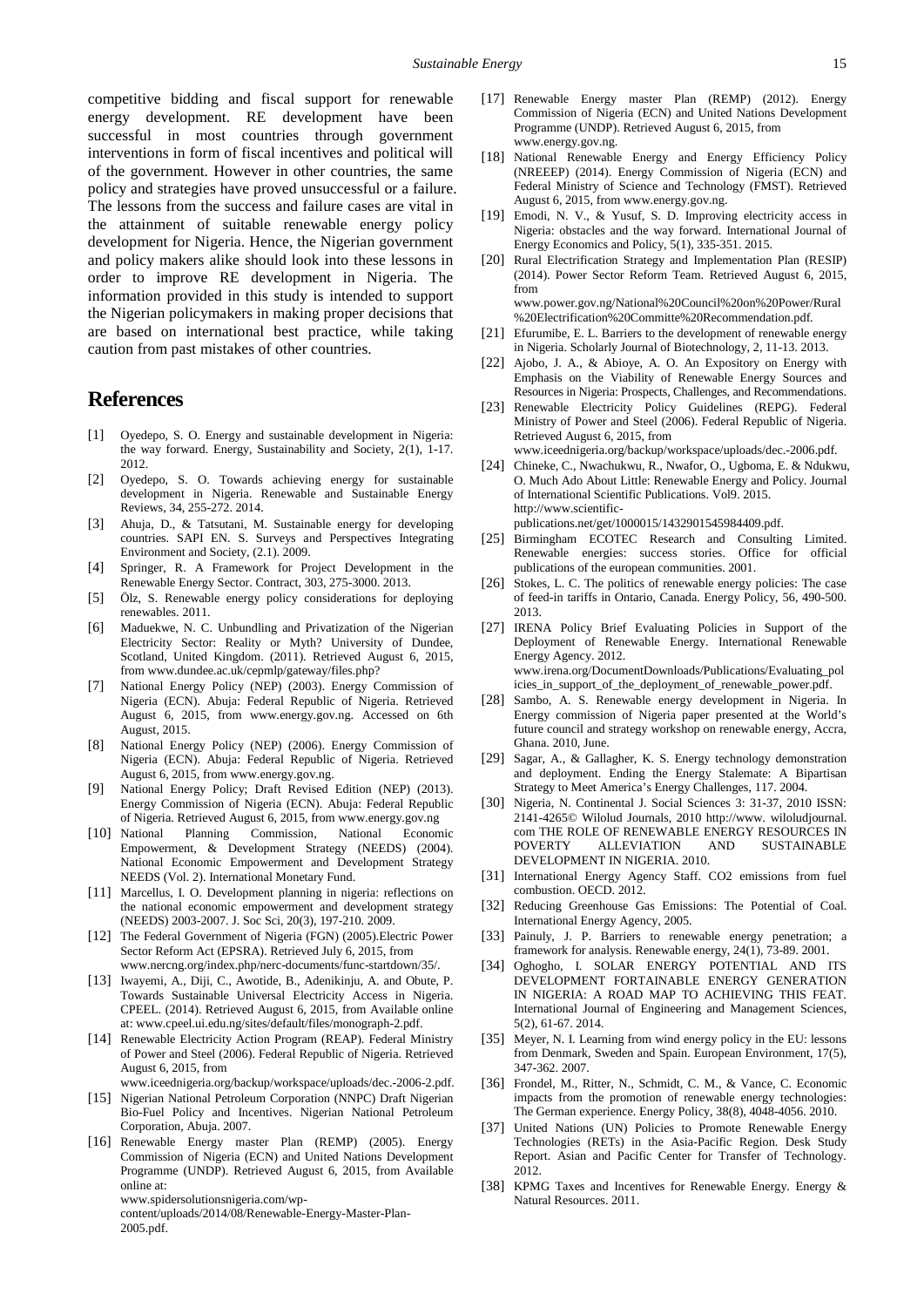competitive bidding and fiscal support for renewable energy development. RE development have been successful in most countries through government interventions in form of fiscal incentives and political will of the government. However in other countries, the same policy and strategies have proved unsuccessful or a failure. The lessons from the success and failure cases are vital in the attainment of suitable renewable energy policy development for Nigeria. Hence, the Nigerian government and policy makers alike should look into these lessons in order to improve RE development in Nigeria. The information provided in this study is intended to support the Nigerian policymakers in making proper decisions that are based on international best practice, while taking caution from past mistakes of other countries.

# References

[1] Oyedepo, S. O. Energy and sustainable development in Nigeria: the way forward. Energy, Sustainability and Society, 2(1), 1-17. 2012.

[2] Oyedepo, S. O. Towards achieving energy for sustainable development in Nigeria. Renewable and Sustainable Energy Reviews, 34, 255-272. 2014.

[3] Ahuja, D., & Tatsutani, M. Sustainable energy for developing countries. SAPI EN. S. Surveys and Perspectives Integrating Environment and Society, (2.1). 2009.

[4] Springer, R. A Framework for Project Development in the Renewable Energy Sector. Contract, 303, 275-3000. 2013.

[5] Ölz, S. Renewable energy policy considerations for deploying renewables. 2011.

[6] Maduekwe, N. C. Unbundling and Privatization of the Nigerian Electricity Sector: Reality or Myth? University of Dundee, Scotland, United Kingdom. (2011). Retrieved August 6, 2015, from www.dundee.ac.uk/cepmlp/gateway/files.php?

[7] National Energy Policy (NEP) (2003). Energy Commission of Nigeria (ECN). Abuja: Federal Republic of Nigeria. Retrieved August 6, 2015, from www.energy.gov.ng. Accessed on 6th August, 2015.

[8] National Energy Policy (NEP) (2006). Energy Commission of Nigeria (ECN). Abuja: Federal Republic of Nigeria. Retrieved August 6, 2015, from www.energy.gov.ng.

[9] National Energy Policy; Draft Revised Edition (NEP) (2013). Energy Commission of Nigeria (ECN). Abuja: Federal Republic of Nigeria. Retrieved August 6, 2015, from www.energy.gov.ng

[10] National Planning Commission, National Economic Empowerment, & Development Strategy (NEEDS) (2004). National Economic Empowerment and Development Strategy NEEDS (Vol. 2). International Monetary Fund.

[11] Marcellus, I. O. Development planning in nigeria: reflections on the national economic empowerment and development strategy (NEEDS) 2003-2007. J. Soc Sci, 20(3), 197-210. 2009.

[12] The Federal Government of Nigeria (FGN) (2005).Electric Power Sector Reform Act (EPSRA). Retrieved July 6, 2015, from www.nercng.org/index.php/nerc-documents/func-startdown/35/.

[13] Iwayemi, A., Diji, C., Awotide, B., Adenikinju, A. and Obute, P. Towards Sustainable Universal Electricity Access in Nigeria. CPEEL. (2014). Retrieved August 6, 2015. Available online at: www.cpeel.ui.edu.ng/sites/default/files/monograph-2.pdf.

[14] Renewable Electricity Action Program (REAP). Federal Ministry of Power and Steel (2006). Federal Republic of Nigeria. Retrieved August 6, 2015, from www.iceednigeria.org/backup/workspace/uploads/dec.-2006-2.pdf.

[15] Nigerian National Petroleum Corporation (NNPC) Draft Nigerian Bio-Fuel Policy and Incentives. Nigerian National Petroleum Corporation, Abuja. 2007.

[16] Renewable Energy master Plan (REMP) (2005). Energy Commission of Nigeria (ECN) and United Nations Development Programme (UNDP). Retrieved August 6, 2015, from Available online at: www.spidersolutionsnigeria.com/wp-content/uploads/2014/08/Renewable-Energy-Master-Plan-2005.pdf.

[17] Renewable Energy master Plan (REMP) (2012). Energy Commission of Nigeria (ECN) and United Nations Development Programme (UNDP). Retrieved August 6, 2015, from www.energy.gov.ng.

[18] National Renewable Energy and Energy Efficiency Policy (NREEEP) (2014). Energy Commission of Nigeria (ECN) and Federal Ministry of Science and Technology (FMST). Retrieved August 6, 2015, from www.energy.gov.ng.

[19] Emodi, N. V., & Yusuf, S. D. Improving electricity access in Nigeria: obstacles and the way forward. International Journal of Energy Economics and Policy, 5(1), 335-351. 2015.

[20] Rural Electrification Strategy and Implementation Plan (RESIP) (2014). Power Sector Reform Team. Retrieved August 6, 2015, from www.power.gov.ng/National%20Council%20on%20Power/Rural%20Electrification%20Committe%20Recommendation.pdf.

[21] Efurumibe, E. L. Barriers to the development of renewable energy in Nigeria. Scholarly Journal of Biotechnology, 2, 11-13. 2013.

[22] Ajobo, J. A., & Abioye, A. O. An Expository on Energy with Emphasis on the Viability of Renewable Energy Sources and Resources in Nigeria: Prospects, Challenges, and Recommendations.

[23] Renewable Electricity Policy Guidelines (REPG). Federal Ministry of Power and Steel (2006). Federal Republic of Nigeria. Retrieved August 6, 2015, from www.iceednigeria.org/backup/workspace/uploads/dec.-2006.pdf.

[24] Chineke, C., Nwachukwu, R., Nwafor, O., Ugboma, E. & Ndukwu, O. Much Ado About Little: Renewable Energy and Policy. Journal of International Scientific Publications. Vol9. 2015. http://www.scientific-publications.net/get/1000015/1432901545984409.pdf.

[25] Birmingham ECOTEC Research and Consulting Limited. Renewable energies: success stories. Office for official publications of the european communities. 2001.

[26] Stokes, L. C. The politics of renewable energy policies: The case of feed-in tariffs in Ontario, Canada. Energy Policy, 56, 490-500. 2013.

[27] IRENA Policy Brief Evaluating Policies in Support of the Deployment of Renewable Energy. International Renewable Energy Agency. 2012. www.irena.org/DocumentDownloads/Publications/Evaluating_policies_in_support_of_the_deployment_of_renewable_power.pdf.

[28] Sambo, A. S. Renewable energy development in Nigeria. In Energy commission of Nigeria paper presented at the World's future council and strategy workshop on renewable energy, Accra, Ghana. 2010, June.

[29] Sagar, A., & Gallagher, K. S. Energy technology demonstration and deployment. Ending the Energy Stalemate: A Bipartisan Strategy to Meet America's Energy Challenges, 117. 2004.

[30] Nigeria, N. Continental J. Social Sciences 3: 31-37, 2010 ISSN: 2141-4265© Wilolud Journals, 2010 http://www. wiloludjournal. com THE ROLE OF RENEWABLE ENERGY RESOURCES IN POVERTY ALLEVIATION AND SUSTAINABLE DEVELOPMENT IN NIGERIA. 2010.

[31] International Energy Agency Staff. CO2 emissions from fuel combustion. OECD. 2012.

[32] Reducing Greenhouse Gas Emissions: The Potential of Coal. International Energy Agency, 2005.

[33] Painuly, J. P. Barriers to renewable energy penetration; a framework for analysis. Renewable energy, 24(1), 73-89. 2001.

[34] Oghogho, I. SOLAR ENERGY POTENTIAL AND ITS DEVELOPMENT FORTAINABLE ENERGY GENERATION IN NIGERIA: A ROAD MAP TO ACHIEVING THIS FEAT. International Journal of Engineering and Management Sciences, 5(2), 61-67. 2014.

[35] Meyer, N. I. Learning from wind energy policy in the EU: lessons from Denmark, Sweden and Spain. European Environment, 17(5), 347-362. 2007.

[36] Frondel, M., Ritter, N., Schmidt, C. M., & Vance, C. Economic impacts from the promotion of renewable energy technologies: The German experience. Energy Policy, 38(8), 4048-4056. 2010.

[37] United Nations (UN) Policies to Promote Renewable Energy Technologies (RETs) in the Asia-Pacific Region. Desk Study Report. Asian and Pacific Center for Transfer of Technology. 2012.

[38] KPMG Taxes and Incentives for Renewable Energy. Energy & Natural Resources. 2011.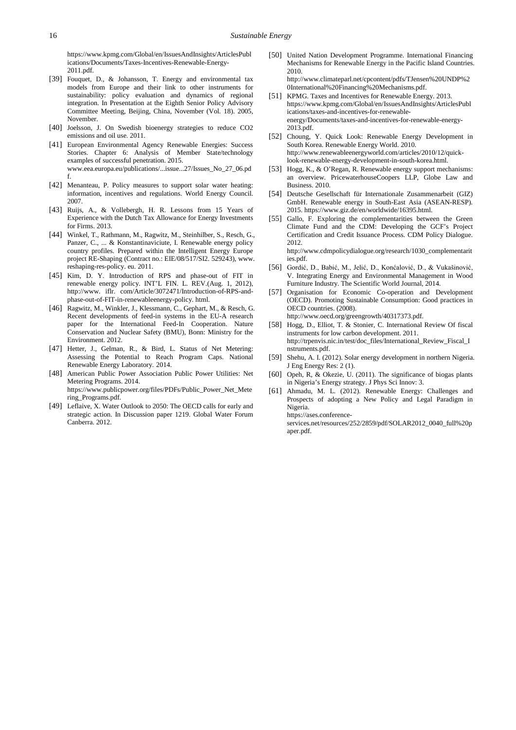https://www.kpmg.com/Global/en/IssuesAndInsights/ArticlesPublications/Documents/Taxes-Incentives-Renewable-Energy-2011.pdf.

[39] Fouquet, D., & Johansson, T. Energy and environmental tax models from Europe and their link to other instruments for sustainability: policy evaluation and dynamics of regional integration. In Presentation at the Eighth Senior Policy Advisory Committee Meeting, Beijing, China, November (Vol. 18). 2005, November.

[40] Joelsson, J. On Swedish bioenergy strategies to reduce CO2 emissions and oil use. 2011.

[41] European Environmental Agency Renewable Energies: Success Stories. Chapter 6: Analysis of Member State/technology examples of successful penetration. 2015. www.eea.europa.eu/publications/...issue...27/Issues_No_27_06.pdf.

[42] Menanteau, P. Policy measures to support solar water heating: information, incentives and regulations. World Energy Council. 2007.

[43] Ruijs, A., & Vollebergh, H. R. Lessons from 15 Years of Experience with the Dutch Tax Allowance for Energy Investments for Firms. 2013.

[44] Winkel, T., Rathmann, M., Ragwitz, M., Steinhilber, S., Resch, G., Panzer, C., ... & Konstantinaviciute, I. Renewable energy policy country profiles. Prepared within the Intelligent Energy Europe project RE-Shaping (Contract no.: EIE/08/517/SI2. 529243), www. reshaping-res-policy. eu. 2011.

[45] Kim, D. Y. Introduction of RPS and phase-out of FIT in renewable energy policy. INT'L FIN. L. REV.(Aug. 1, 2012), http://www. iflr. com/Article/3072471/Introduction-of-RPS-and-phase-out-of-FIT-in-renewableenergy-policy. html.

[46] Ragwitz, M., Winkler, J., Klessmann, C., Gephart, M., & Resch, G. Recent developments of feed-in systems in the EU-A research paper for the International Feed-In Cooperation. Nature Conservation and Nuclear Safety (BMU), Bonn: Ministry for the Environment. 2012.

[47] Hetter, J., Gelman, R., & Bird, L. Status of Net Metering: Assessing the Potential to Reach Program Caps. National Renewable Energy Laboratory. 2014.

[48] American Public Power Association Public Power Utilities: Net Metering Programs. 2014. https://www.publicpower.org/files/PDFs/Public_Power_Net_Metering_Programs.pdf.

[49] Leflaive, X. Water Outlook to 2050: The OECD calls for early and strategic action. In Discussion paper 1219. Global Water Forum Canberra. 2012.

[50] United Nation Development Programme. International Financing Mechanisms for Renewable Energy in the Pacific Island Countries. 2010. http://www.climateparl.net/cpcontent/pdfs/TJensen%20UNDP%20International%20Financing%20Mechanisms.pdf.

[51] KPMG. Taxes and Incentives for Renewable Energy. 2013. https://www.kpmg.com/Global/en/IssuesAndInsights/ArticlesPublications/taxes-and-incentives-for-renewable-energy/Documents/taxes-and-incentives-for-renewable-energy-2013.pdf.

[52] Choung, Y. Quick Look: Renewable Energy Development in South Korea. Renewable Energy World. 2010. http://www.renewableenergyworld.com/articles/2010/12/quick-look-renewable-energy-development-in-south-korea.html.

[53] Hogg, K., & O'Regan, R. Renewable energy support mechanisms: an overview. PricewaterhouseCoopers LLP, Globe Law and Business. 2010.

[54] Deutsche Gesellschaft für Internationale Zusammenarbeit (GIZ) GmbH. Renewable energy in South-East Asia (ASEAN-RESP). 2015. https://www.giz.de/en/worldwide/16395.html.

[55] Gallo, F. Exploring the complementarities between the Green Climate Fund and the CDM: Developing the GCF's Project Certification and Credit Issuance Process. CDM Policy Dialogue. 2012. http://www.cdmpolicydialogue.org/research/1030_complementarities.pdf.

[56] Gordić, D., Babić, M., Jelić, D., Konćalović, D., & Vukašinović, V. Integrating Energy and Environmental Management in Wood Furniture Industry. The Scientific World Journal, 2014.

[57] Organisation for Economic Co-operation and Development (OECD). Promoting Sustainable Consumption: Good practices in OECD countries. (2008). http://www.oecd.org/greengrowth/40317373.pdf.

[58] Hogg, D., Elliot, T. & Stonier, C. International Review Of fiscal instruments for low carbon development. 2011. http://trpenvis.nic.in/test/doc_files/International_Review_Fiscal_Instruments.pdf.

[59] Shehu, A. I. (2012). Solar energy development in northern Nigeria. J Eng Energy Res: 2 (1).

[60] Opeh, R, & Okezie, U. (2011). The significance of biogas plants in Nigeria's Energy strategy. J Phys Sci Innov: 3.

[61] Ahmadu, M. L. (2012). Renewable Energy: Challenges and Prospects of adopting a New Policy and Legal Paradigm in Nigeria. https://ases.conference-services.net/resources/252/2859/pdf/SOLAR2012_0040_full%20paper.pdf.